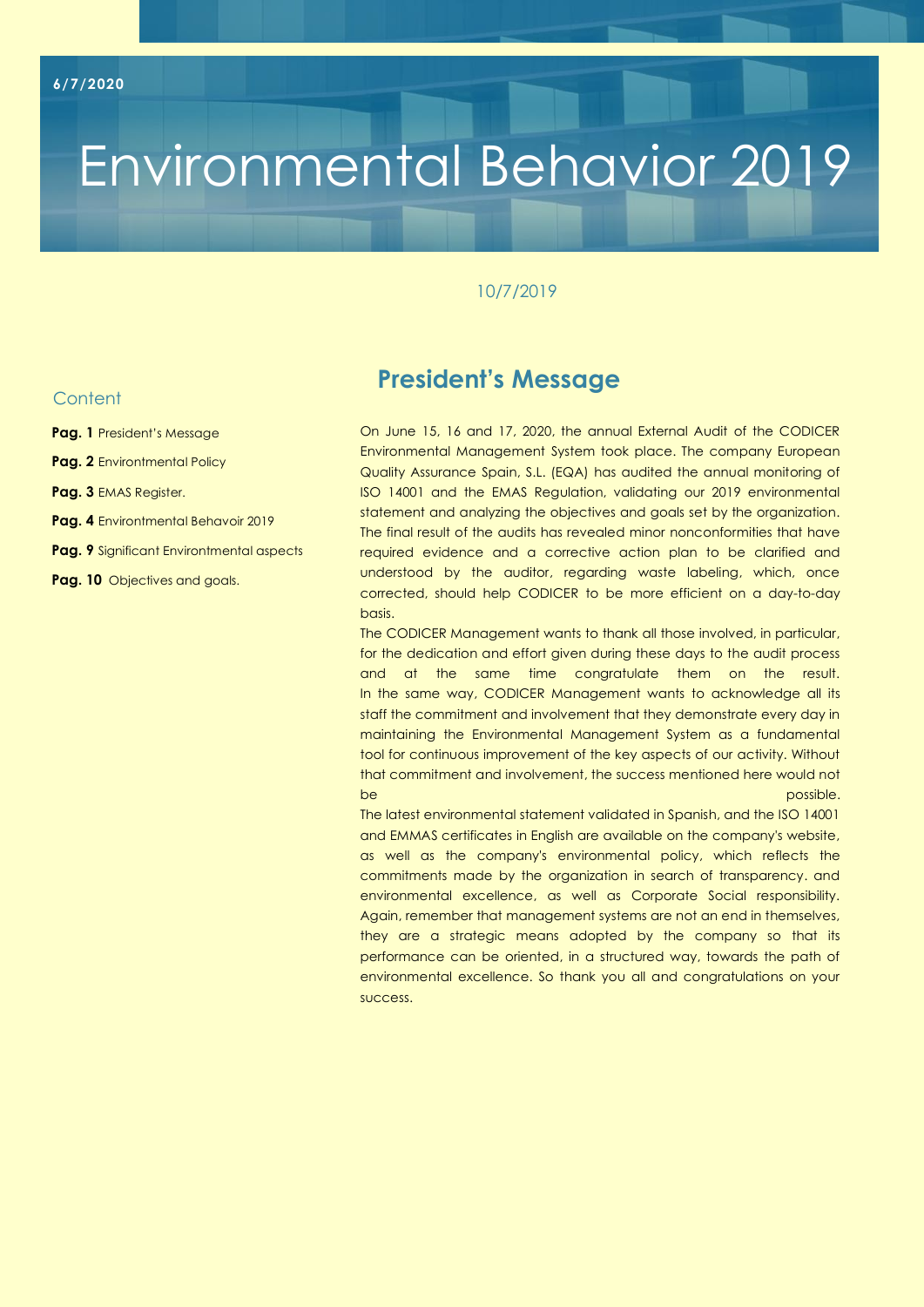6/7/2020

# Environmental Behavior 2019

10/7/2019

## Content

**Pag. 1** President's Message

**Pag. 2** Environtmental Policy

**Pag. 3** EMAS Register.

**Pag. 4** Environtmental Behavoir 2019

**Pag. 9** Significant Environtmental aspects

**Pag. 10** Objectives and goals.

## President's Message

On June 15, 16 and 17, 2020, the annual External Audit of the CODICER Environmental Management System took place. The company European Quality Assurance Spain, S.L. (EQA) has audited the annual monitoring of ISO 14001 and the EMAS Regulation, validating our 2019 environmental statement and analyzing the objectives and goals set by the organization. The final result of the audits has revealed minor nonconformities that have required evidence and a corrective action plan to be clarified and understood by the auditor, regarding waste labeling, which, once corrected, should help CODICER to be more efficient on a day-to-day basis.

The CODICER Management wants to thank all those involved, in particular, for the dedication and effort given during these days to the audit process and at the same time congratulate them on the result. In the same way, CODICER Management wants to acknowledge all its staff the commitment and involvement that they demonstrate every day in maintaining the Environmental Management System as a fundamental tool for continuous improvement of the key aspects of our activity. Without that commitment and involvement, the success mentioned here would not be possible.

The latest environmental statement validated in Spanish, and the ISO 14001 and EMMAS certificates in English are available on the company's website, as well as the company's environmental policy, which reflects the commitments made by the organization in search of transparency. and environmental excellence, as well as Corporate Social responsibility. Again, remember that management systems are not an end in themselves, they are a strategic means adopted by the company so that its performance can be oriented, in a structured way, towards the path of environmental excellence. So thank you all and congratulations on your success.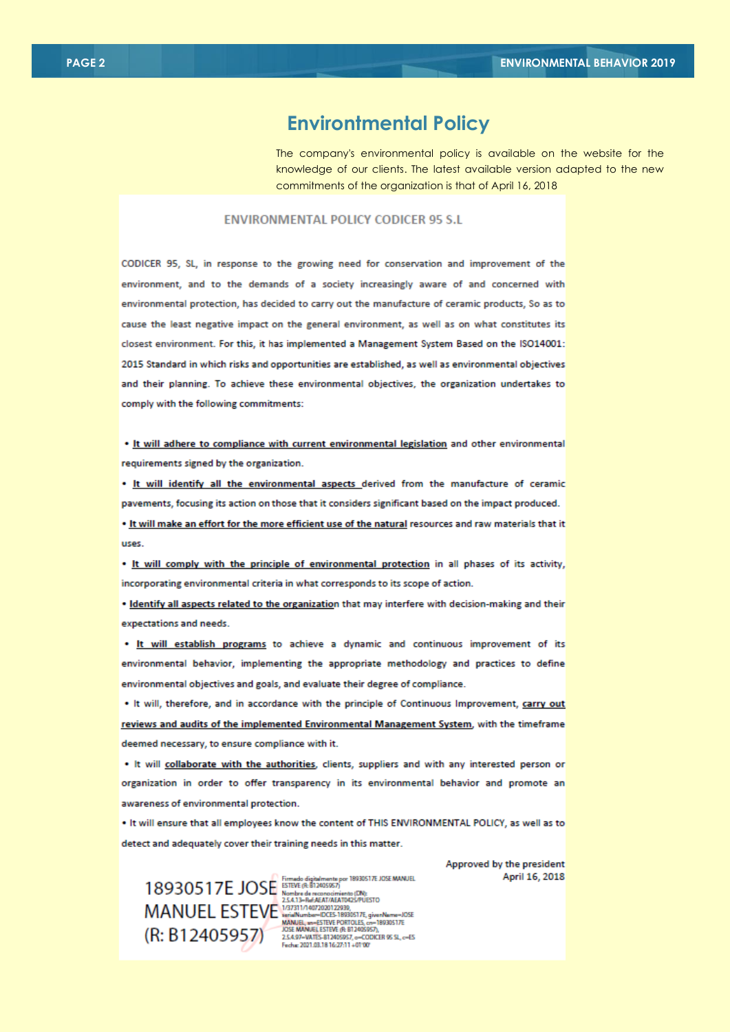## Environtmental Policy

The company's environmental policy is available on the website for the knowledge of our clients. The latest available version adapted to the new commitments of the organization is that of April 16, 2018

### ENVIRONMENTAL POLICY CODICER 95 S.L

CODICER 95, SL, in response to the growing need for conservation and improvement of the environment, and to the demands of a society increasingly aware of and concerned with environmental protection, has decided to carry out the manufacture of ceramic products, So as to cause the least negative impact on the general environment, as well as on what constitutes its closest environment. For this, it has implemented a Management System Based on the ISO14001: 2015 Standard in which risks and opportunities are established, as well as environmental objectives and their planning. To achieve these environmental objectives, the organization undertakes to comply with the following commitments:

- **It will adhere to compliance with current environmental legislation** and other environmental requirements signed by the organization.
- **It will identify all the environmental aspects** derived from the manufacture of ceramic pavements, focusing its action on those that it considers significant based on the impact produced.
- **It will make an effort for the more efficient use of the natural** resources and raw materials that it uses.
- **It will comply with the principle of environmental protection** in all phases of its activity, incorporating environmental criteria in what corresponds to its scope of action.
- **Identify all aspects related to the organization** that may interfere with decision-making and their expectations and needs.
- **It will establish programs** to achieve a dynamic and continuous improvement of its environmental behavior, implementing the appropriate methodology and practices to define environmental objectives and goals, and evaluate their degree of compliance.
- It will, therefore, and in accordance with the principle of Continuous Improvement, **carry out reviews and audits of the implemented Environmental Management System**, with the timeframe deemed necessary, to ensure compliance with it.
- It will **collaborate with the authorities**, clients, suppliers and with any interested person or organization in order to offer transparency in its environmental behavior and promote an awareness of environmental protection.
- It will ensure that all employees know the content of THIS ENVIRONMENTAL POLICY, as well as to detect and adequately cover their training needs in this matter.

Approved by the president
April 16, 2018

18930517E JOSE MANUEL ESTEVE (R: B12405957)

Firmado digitalmente por 18930517E JOSE MANUEL ESTEVE (R: B12405957)
Nombre de reconocimiento (DN): 2.5.4.13=Ref:AEAT/AEAT0425/PUESTO 1/37311/14072020122939, serialNumber=IDCES-18930517E, givenName=JOSE MANUEL, sn=ESTEVE PORTOLES, cn=18930517E JOSE MANUEL ESTEVE (R: B12405957), 2.5.4.97=VATES-B12405957, o=CODICER 95 SL, c=ES
Fecha: 2021.03.18 16:27:11 +01'00'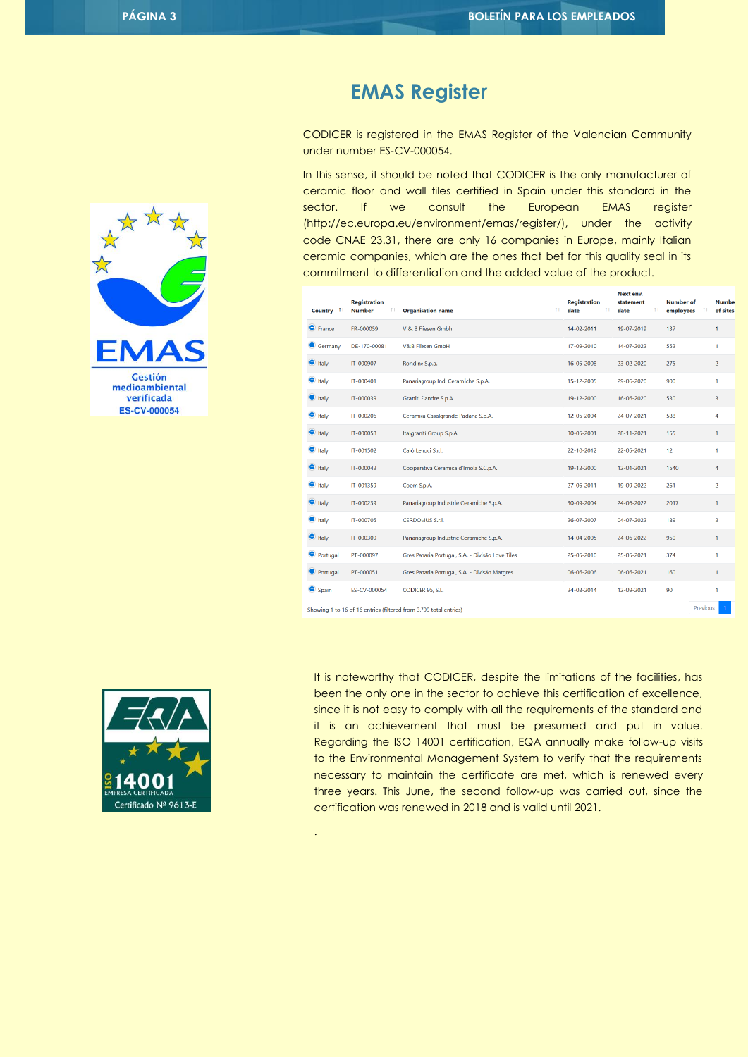# EMAS Register

CODICER is registered in the EMAS Register of the Valencian Community under number ES-CV-000054.

In this sense, it should be noted that CODICER is the only manufacturer of ceramic floor and wall tiles certified in Spain under this standard in the sector. If we consult the European EMAS register (http://ec.europa.eu/environment/emas/register/), under the activity code CNAE 23.31, there are only 16 companies in Europe, mainly Italian ceramic companies, which are the ones that bet for this quality seal in its commitment to differentiation and the added value of the product.

| Country | Registration Number | Organisation name | Registration date | Next env. statement date | Number of employees | Number of sites |
|---|---|---|---|---|---|---|
| France | FR-000059 | V & B Fliesen Gmbh | 14-02-2011 | 19-07-2019 | 137 | 1 |
| Germany | DE-170-00081 | V&B Fliesen GmbH | 17-09-2010 | 14-07-2022 | 552 | 1 |
| Italy | IT-000907 | Rondine S.p.a. | 16-05-2008 | 23-02-2020 | 275 | 2 |
| Italy | IT-000401 | Panariagroup Ind. Ceramiche S.p.A. | 15-12-2005 | 29-06-2020 | 900 | 1 |
| Italy | IT-000039 | Graniti Fiandre S.p.A. | 19-12-2000 | 16-06-2020 | 530 | 3 |
| Italy | IT-000206 | Ceramica Casalgrande Padana S.p.A. | 12-05-2004 | 24-07-2021 | 588 | 4 |
| Italy | IT-000058 | Italgraniti Group S.p.A. | 30-05-2001 | 28-11-2021 | 155 | 1 |
| Italy | IT-001502 | Calò Lenoci S.r.l. | 22-10-2012 | 22-05-2021 | 12 | 1 |
| Italy | IT-000042 | Cooperativa Ceramica d'Imola S.C.p.A. | 19-12-2000 | 12-01-2021 | 1540 | 4 |
| Italy | IT-001359 | Coem S.p.A. | 27-06-2011 | 19-09-2022 | 261 | 2 |
| Italy | IT-000239 | Panariagroup Industrie Ceramiche S.p.A. | 30-09-2004 | 24-06-2022 | 2017 | 1 |
| Italy | IT-000705 | CERDOMUS S.r.l. | 26-07-2007 | 04-07-2022 | 189 | 2 |
| Italy | IT-000309 | Panariagroup Industrie Ceramiche S.p.A. | 14-04-2005 | 24-06-2022 | 950 | 1 |
| Portugal | PT-000097 | Gres Panaria Portugal, S.A. - Divisão Love Tiles | 25-05-2010 | 25-05-2021 | 374 | 1 |
| Portugal | PT-000051 | Gres Panaria Portugal, S.A. - Divisão Margres | 06-06-2006 | 06-06-2021 | 160 | 1 |
| Spain | ES-CV-000054 | CODICER 95, S.L. | 24-03-2014 | 12-09-2021 | 90 | 1 |

Showing 1 to 16 of 16 entries (filtered from 3,799 total entries)

EMAS  
Gestión medioambiental verificada  
ES-CV-000054

It is noteworthy that CODICER, despite the limitations of the facilities, has been the only one in the sector to achieve this certification of excellence, since it is not easy to comply with all the requirements of the standard and it is an achievement that must be presumed and put in value. Regarding the ISO 14001 certification, EQA annually make follow-up visits to the Environmental Management System to verify that the requirements necessary to maintain the certificate are met, which is renewed every three years. This June, the second follow-up was carried out, since the certification was renewed in 2018 and is valid until 2021.

EQA  
ISO 14001  
EMPRESA CERTIFICADA  
Certificado Nº 9613-E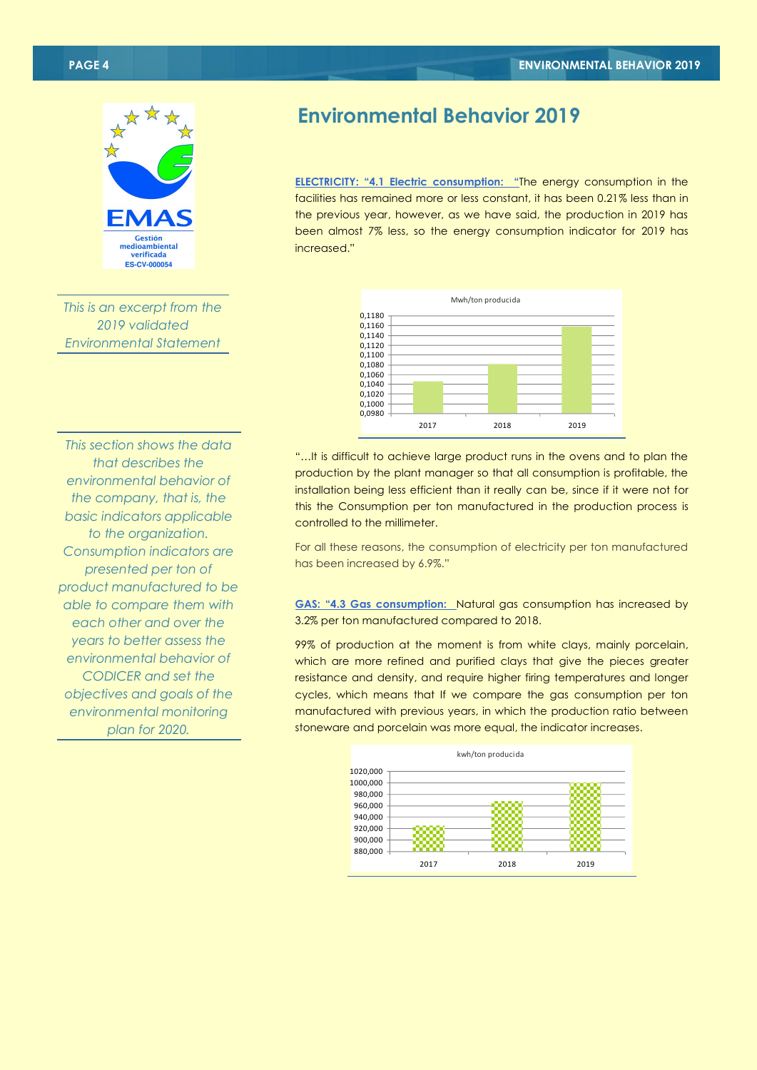# Environmental Behavior 2019

*This is an excerpt from the 2019 validated Environmental Statement*

*This section shows the data that describes the environmental behavior of the company, that is, the basic indicators applicable to the organization. Consumption indicators are presented per ton of product manufactured to be able to compare them with each other and over the years to better assess the environmental behavior of CODICER and set the objectives and goals of the environmental monitoring plan for 2020.*

**ELECTRICITY: "4.1 Electric consumption:** "The energy consumption in the facilities has remained more or less constant, it has been 0.21% less than in the previous year, however, as we have said, the production in 2019 has been almost 7% less, so the energy consumption indicator for 2019 has increased."

"...It is difficult to achieve large product runs in the ovens and to plan the production by the plant manager so that all consumption is profitable, the installation being less efficient than it really can be, since if it were not for this the Consumption per ton manufactured in the production process is controlled to the millimeter.

For all these reasons, the consumption of electricity per ton manufactured has been increased by 6.9%."

**GAS: "4.3 Gas consumption:** Natural gas consumption has increased by 3.2% per ton manufactured compared to 2018.

99% of production at the moment is from white clays, mainly porcelain, which are more refined and purified clays that give the pieces greater resistance and density, and require higher firing temperatures and longer cycles, which means that If we compare the gas consumption per ton manufactured with previous years, in which the production ratio between stoneware and porcelain was more equal, the indicator increases.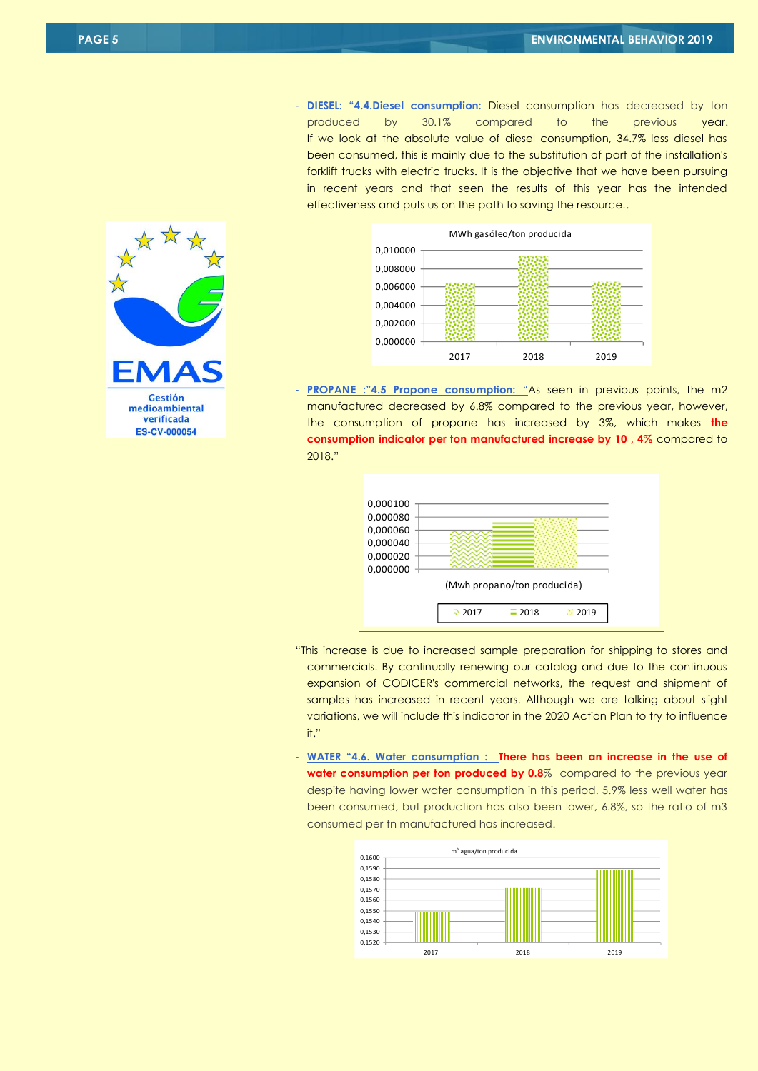- **DIESEL: "4.4.Diesel consumption:** Diesel consumption has decreased by ton produced by 30.1% compared to the previous year. If we look at the absolute value of diesel consumption, 34.7% less diesel has been consumed, this is mainly due to the substitution of part of the installation's forklift trucks with electric trucks. It is the objective that we have been pursuing in recent years and that seen the results of this year has the intended effectiveness and puts us on the path to saving the resource..

MWh gasóleo/ton producida

- **PROPANE :"4.5 Propone consumption:** "As seen in previous points, the m2 manufactured decreased by 6.8% compared to the previous year, however, the consumption of propane has increased by 3%, which makes **the consumption indicator per ton manufactured increase by 10 , 4%** compared to 2018."

(Mwh propano/ton producida)

"This increase is due to increased sample preparation for shipping to stores and commercials. By continually renewing our catalog and due to the continuous expansion of CODICER's commercial networks, the request and shipment of samples has increased in recent years. Although we are talking about slight variations, we will include this indicator in the 2020 Action Plan to try to influence it."

- **WATER "4.6. Water consumption :** **There has been an increase in the use of water consumption per ton produced by 0.8**% compared to the previous year despite having lower water consumption in this period. 5.9% less well water has been consumed, but production has also been lower, 6.8%, so the ratio of m3 consumed per tn manufactured has increased.

$m^3$ agua/ton producida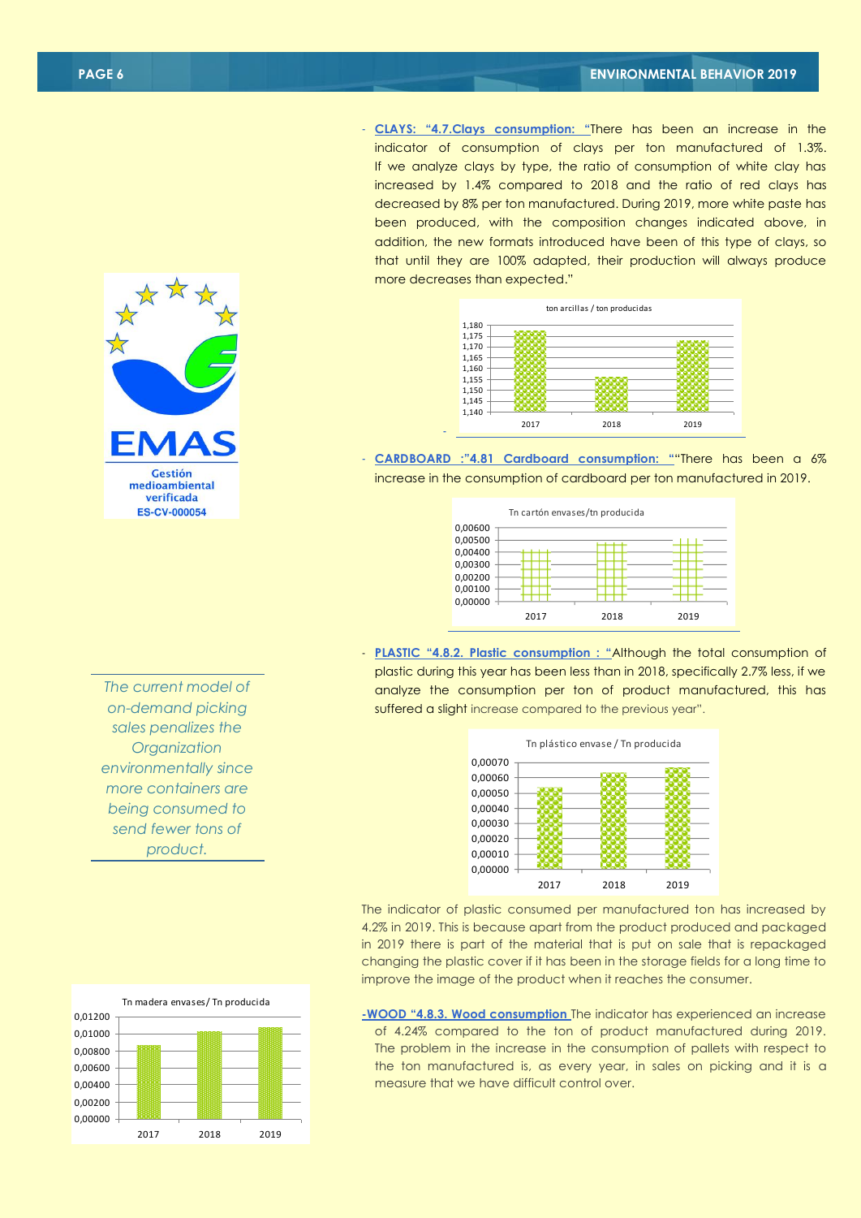- **CLAYS: "4.7.Clays consumption:** "There has been an increase in the indicator of consumption of clays per ton manufactured of 1.3%. If we analyze clays by type, the ratio of consumption of white clay has increased by 1.4% compared to 2018 and the ratio of red clays has decreased by 8% per ton manufactured. During 2019, more white paste has been produced, with the composition changes indicated above, in addition, the new formats introduced have been of this type of clays, so that until they are 100% adapted, their production will always produce more decreases than expected."

ton arcillas / ton producidas

- **CARDBOARD :"4.81 Cardboard consumption:** ""There has been a 6% increase in the consumption of cardboard per ton manufactured in 2019.

Tn cartón envases/tn producida

- **PLASTIC "4.8.2. Plastic consumption :** "Although the total consumption of plastic during this year has been less than in 2018, specifically 2.7% less, if we analyze the consumption per ton of product manufactured, this has suffered a slight increase compared to the previous year".

*The current model of on-demand picking sales penalizes the Organization environmentally since more containers are being consumed to send fewer tons of product.*

Tn plástico envase / Tn producida

The indicator of plastic consumed per manufactured ton has increased by 4.2% in 2019. This is because apart from the product produced and packaged in 2019 there is part of the material that is put on sale that is repackaged changing the plastic cover if it has been in the storage fields for a long time to improve the image of the product when it reaches the consumer.

**-WOOD "4.8.3. Wood consumption** The indicator has experienced an increase of 4.24% compared to the ton of product manufactured during 2019. The problem in the increase in the consumption of pallets with respect to the ton manufactured is, as every year, in sales on picking and it is a measure that we have difficult control over.

Tn madera envases/ Tn producida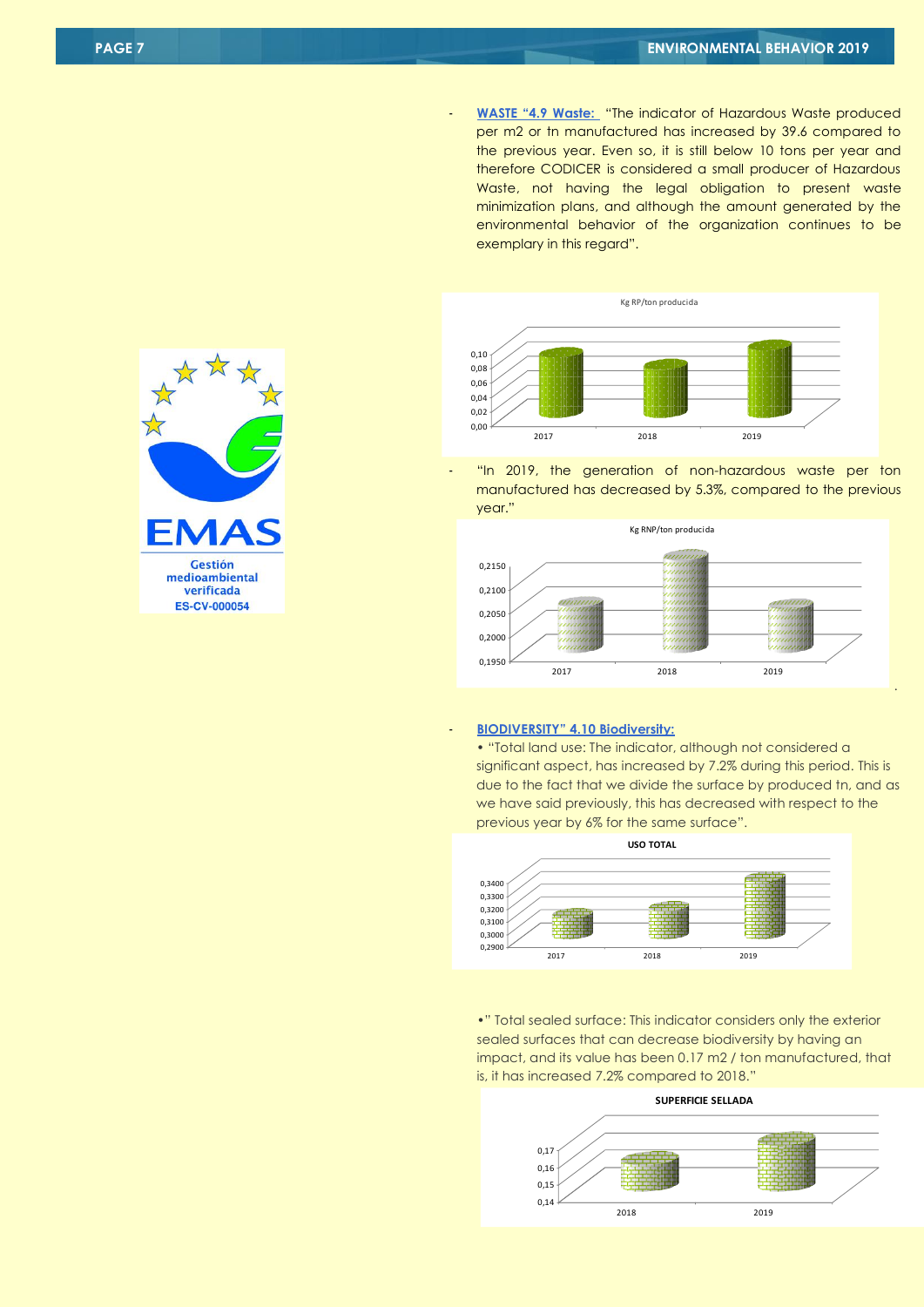- **WASTE "4.9 Waste:** "The indicator of Hazardous Waste produced per m2 or tn manufactured has increased by 39.6 compared to the previous year. Even so, it is still below 10 tons per year and therefore CODICER is considered a small producer of Hazardous Waste, not having the legal obligation to present waste minimization plans, and although the amount generated by the environmental behavior of the organization continues to be exemplary in this regard".

Kg RP/ton producida

- "In 2019, the generation of non-hazardous waste per ton manufactured has decreased by 5.3%, compared to the previous year."

Kg RNP/ton producida

- **BIODIVERSITY" 4.10 Biodiversity:**

  • "Total land use: The indicator, although not considered a significant aspect, has increased by 7.2% during this period. This is due to the fact that we divide the surface by produced tn, and as we have said previously, this has decreased with respect to the previous year by 6% for the same surface".

USO TOTAL

•" Total sealed surface: This indicator considers only the exterior sealed surfaces that can decrease biodiversity by having an impact, and its value has been 0.17 m2 / ton manufactured, that is, it has increased 7.2% compared to 2018."

SUPERFICIE SELLADA

EMAS
Gestión medioambiental verificada
ES-CV-000054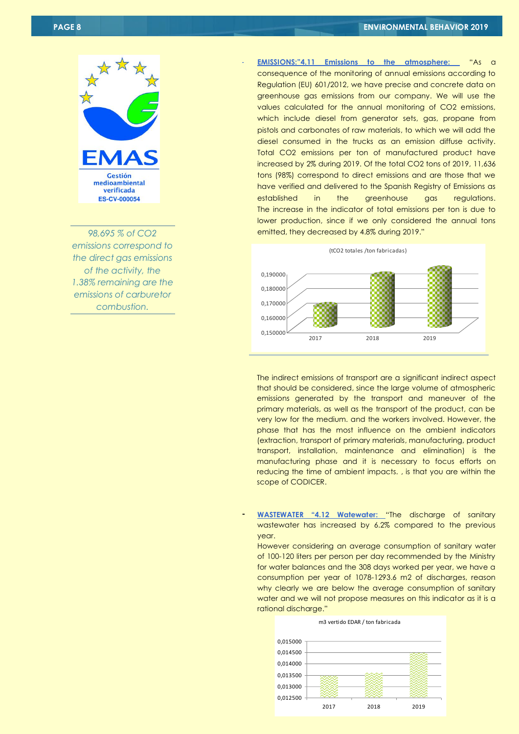*98,695 % of $CO_2$ emissions correspond to the direct gas emissions of the activity, the 1.38% remaining are the emissions of carburetor combustion.*

- **EMISSIONS:"4.11 Emissions to the atmosphere:** "As a consequence of the monitoring of annual emissions according to Regulation (EU) 601/2012, we have precise and concrete data on greenhouse gas emissions from our company. We will use the values calculated for the annual monitoring of $CO_2$ emissions, which include diesel from generator sets, gas, propane from pistols and carbonates of raw materials, to which we will add the diesel consumed in the trucks as an emission diffuse activity. Total $CO_2$ emissions per ton of manufactured product have increased by 2% during 2019. Of the total $CO_2$ tons of 2019, 11,636 tons (98%) correspond to direct emissions and are those that we have verified and delivered to the Spanish Registry of Emissions as established in the greenhouse gas regulations. The increase in the indicator of total emissions per ton is due to lower production, since if we only considered the annual tons emitted, they decreased by 4.8% during 2019."

(tCO2 totales /ton fabricadas)

The indirect emissions of transport are a significant indirect aspect that should be considered, since the large volume of atmospheric emissions generated by the transport and maneuver of the primary materials, as well as the transport of the product, can be very low for the medium. and the workers involved. However, the phase that has the most influence on the ambient indicators (extraction, transport of primary materials, manufacturing, product transport, installation, maintenance and elimination) is the manufacturing phase and it is necessary to focus efforts on reducing the time of ambient impacts. , is that you are within the scope of CODICER.

- **WASTEWATER "4.12 Watewater:** "The discharge of sanitary wastewater has increased by 6.2% compared to the previous year.
  However considering an average consumption of sanitary water of 100-120 liters per person per day recommended by the Ministry for water balances and the 308 days worked per year, we have a consumption per year of 1078-1293.6 m2 of discharges, reason why clearly we are below the average consumption of sanitary water and we will not propose measures on this indicator as it is a rational discharge."

m3 vertido EDAR / ton fabricada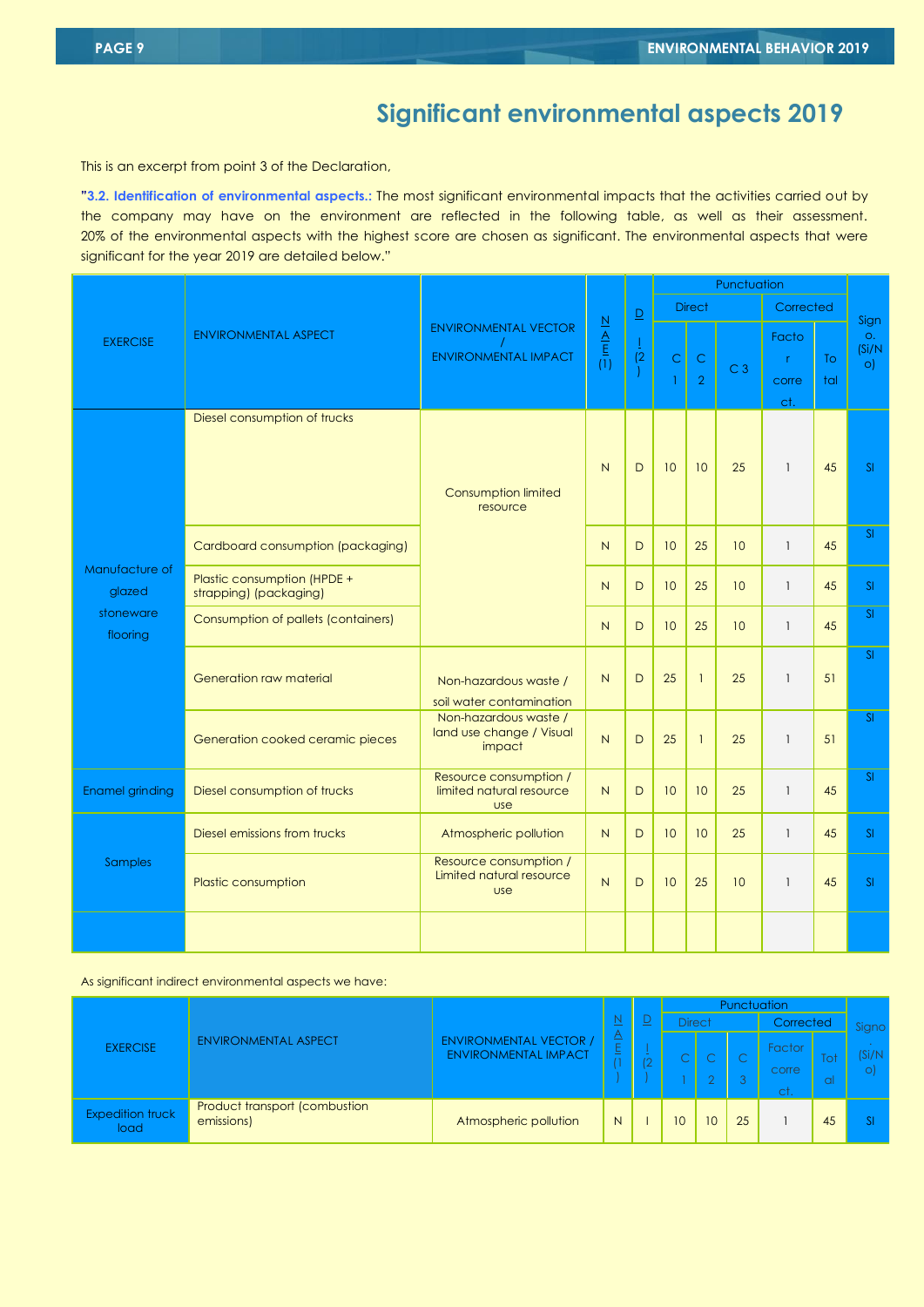# Significant environmental aspects 2019

This is an excerpt from point 3 of the Declaration,

"**3.2. Identification of environmental aspects.:** The most significant environmental impacts that the activities carried out by the company may have on the environment are reflected in the following table, as well as their assessment. 20% of the environmental aspects with the highest score are chosen as significant. The environmental aspects that were significant for the year 2019 are detailed below."

| EXERCISE | ENVIRONMENTAL ASPECT | ENVIRONMENTAL VECTOR / ENVIRONMENTAL IMPACT | NAE (1) | D/I (2) | Punctuation | | | | | Sign o. (Si/No) |
|---|---|---|---|---|---|---|---|---|---|---|
| | | | | | Direct | | | Corrected | | |
| | | | | | C 1 | C 2 | C 3 | Factor correct. | Total | |
| Manufacture of glazed stoneware flooring | Diesel consumption of trucks | Consumption limited resource | N | D | 10 | 10 | 25 | 1 | 45 | SI |
| | Cardboard consumption (packaging) | | N | D | 10 | 25 | 10 | 1 | 45 | SI |
| | Plastic consumption (HPDE + strapping) (packaging) | | N | D | 10 | 25 | 10 | 1 | 45 | SI |
| | Consumption of pallets (containers) | | N | D | 10 | 25 | 10 | 1 | 45 | SI |
| | Generation raw material | Non-hazardous waste / soil water contamination | N | D | 25 | 1 | 25 | 1 | 51 | SI |
| | Generation cooked ceramic pieces | Non-hazardous waste / land use change / Visual impact | N | D | 25 | 1 | 25 | 1 | 51 | SI |
| Enamel grinding | Diesel consumption of trucks | Resource consumption / limited natural resource use | N | D | 10 | 10 | 25 | 1 | 45 | SI |
| Samples | Diesel emissions from trucks | Atmospheric pollution | N | D | 10 | 10 | 25 | 1 | 45 | SI |
| | Plastic consumption | Resource consumption / Limited natural resource use | N | D | 10 | 25 | 10 | 1 | 45 | SI |
| | | | | | | | | | | |

As significant indirect environmental aspects we have:

| EXERCISE | ENVIRONMENTAL ASPECT | ENVIRONMENTAL VECTOR / ENVIRONMENTAL IMPACT | NAE (1) | D/I (2) | Punctuation | | | | | Signo. (Si/No) |
|---|---|---|---|---|---|---|---|---|---|---|
| | | | | | Direct | | | Corrected | | |
| | | | | | C 1 | C 2 | C 3 | Factor correct. | Total | |
| Expedition truck load | Product transport (combustion emissions) | Atmospheric pollution | N | I | 10 | 10 | 25 | 1 | 45 | SI |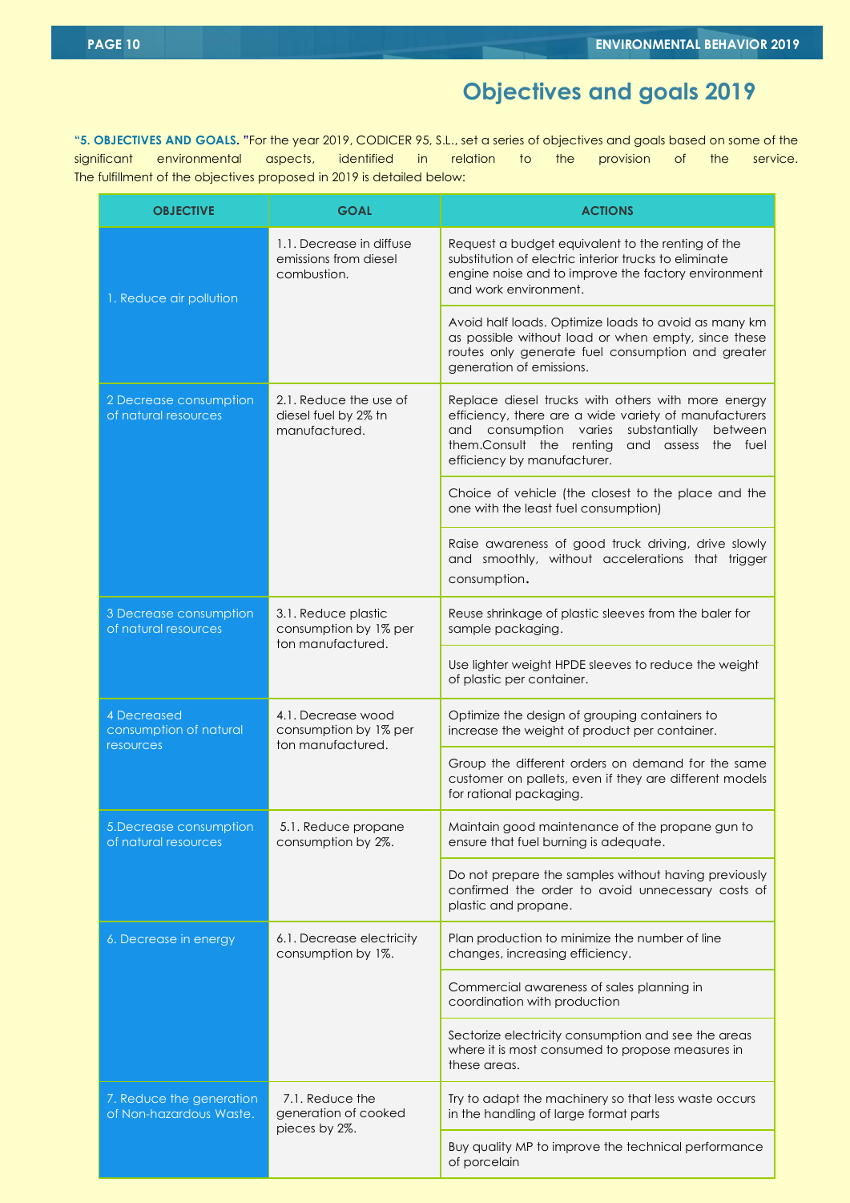# Objectives and goals 2019

**"5. OBJECTIVES AND GOALS. "**For the year 2019, CODICER 95, S.L., set a series of objectives and goals based on some of the significant environmental aspects, identified in relation to the provision of the service. The fulfillment of the objectives proposed in 2019 is detailed below:

| OBJECTIVE | GOAL | ACTIONS |
|---|---|---|
| 1. Reduce air pollution | 1.1. Decrease in diffuse emissions from diesel combustion. | Request a budget equivalent to the renting of the substitution of electric interior trucks to eliminate engine noise and to improve the factory environment and work environment. |
| | | Avoid half loads. Optimize loads to avoid as many km as possible without load or when empty, since these routes only generate fuel consumption and greater generation of emissions. |
| 2 Decrease consumption of natural resources | 2.1. Reduce the use of diesel fuel by 2% tn manufactured. | Replace diesel trucks with others with more energy efficiency, there are a wide variety of manufacturers and consumption varies substantially between them.Consult the renting and assess the fuel efficiency by manufacturer. |
| | | Choice of vehicle (the closest to the place and the one with the least fuel consumption) |
| | | Raise awareness of good truck driving, drive slowly and smoothly, without accelerations that trigger consumption. |
| 3 Decrease consumption of natural resources | 3.1. Reduce plastic consumption by 1% per ton manufactured. | Reuse shrinkage of plastic sleeves from the baler for sample packaging. |
| | | Use lighter weight HPDE sleeves to reduce the weight of plastic per container. |
| 4 Decreased consumption of natural resources | 4.1. Decrease wood consumption by 1% per ton manufactured. | Optimize the design of grouping containers to increase the weight of product per container. |
| | | Group the different orders on demand for the same customer on pallets, even if they are different models for rational packaging. |
| 5.Decrease consumption of natural resources | 5.1. Reduce propane consumption by 2%. | Maintain good maintenance of the propane gun to ensure that fuel burning is adequate. |
| | | Do not prepare the samples without having previously confirmed the order to avoid unnecessary costs of plastic and propane. |
| 6. Decrease in energy | 6.1. Decrease electricity consumption by 1%. | Plan production to minimize the number of line changes, increasing efficiency. |
| | | Commercial awareness of sales planning in coordination with production |
| | | Sectorize electricity consumption and see the areas where it is most consumed to propose measures in these areas. |
| 7. Reduce the generation of Non-hazardous Waste. | 7.1. Reduce the generation of cooked pieces by 2%. | Try to adapt the machinery so that less waste occurs in the handling of large format parts |
| | | Buy quality MP to improve the technical performance of porcelain |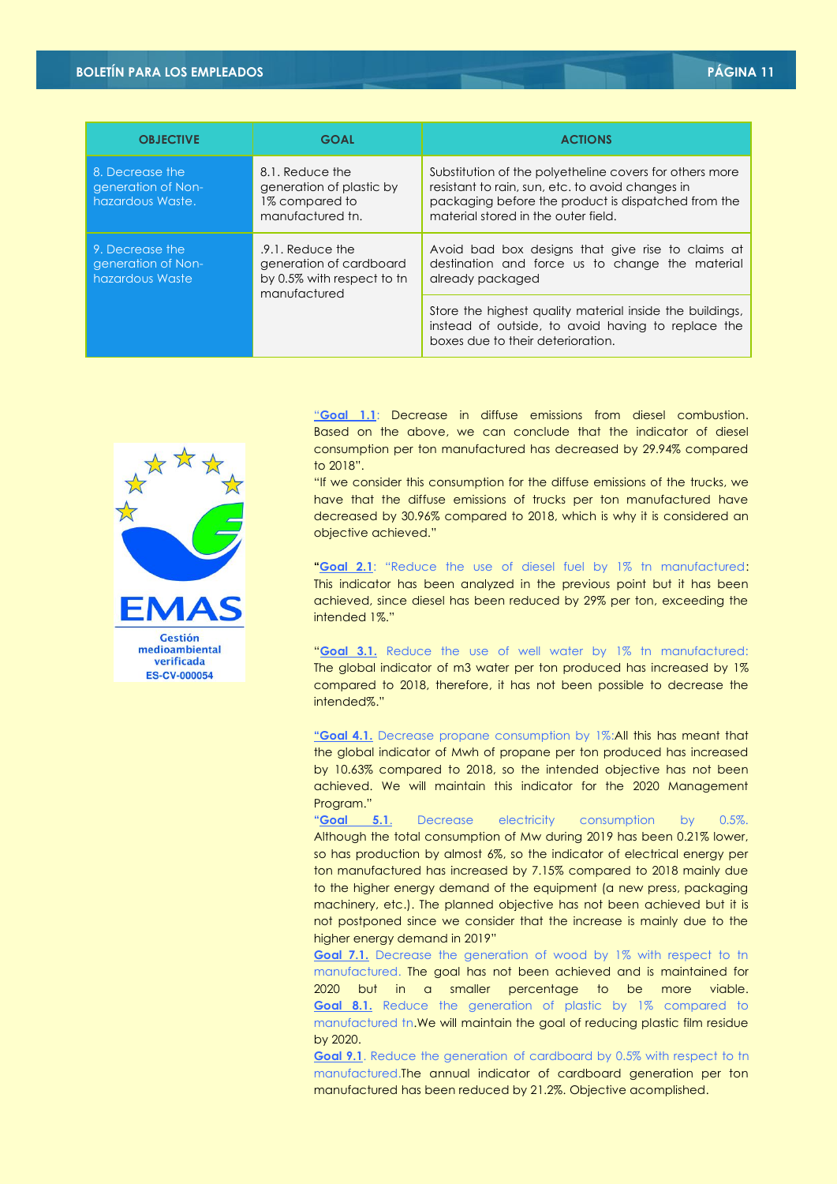| OBJECTIVE | GOAL | ACTIONS |
| --- | --- | --- |
| 8. Decrease the generation of Non-hazardous Waste. | 8.1. Reduce the generation of plastic by 1% compared to manufactured tn. | Substitution of the polyetheline covers for others more resistant to rain, sun, etc. to avoid changes in packaging before the product is dispatched from the material stored in the outer field. |
| 9. Decrease the generation of Non-hazardous Waste | .9.1. Reduce the generation of cardboard by 0.5% with respect to tn manufactured | Avoid bad box designs that give rise to claims at destination and force us to change the material already packaged |
| | | Store the highest quality material inside the buildings, instead of outside, to avoid having to replace the boxes due to their deterioration. |

EMAS
Gestión medioambiental verificada
ES-CV-000054

"**Goal 1.1**: Decrease in diffuse emissions from diesel combustion. Based on the above, we can conclude that the indicator of diesel consumption per ton manufactured has decreased by 29.94% compared to 2018".

"If we consider this consumption for the diffuse emissions of the trucks, we have that the diffuse emissions of trucks per ton manufactured have decreased by 30.96% compared to 2018, which is why it is considered an objective achieved."

"**Goal 2.1**: "Reduce the use of diesel fuel by 1% tn manufactured: This indicator has been analyzed in the previous point but it has been achieved, since diesel has been reduced by 29% per ton, exceeding the intended 1%."

"**Goal 3.1.** Reduce the use of well water by 1% tn manufactured: The global indicator of m3 water per ton produced has increased by 1% compared to 2018, therefore, it has not been possible to decrease the intended%."

"**Goal 4.1.** Decrease propane consumption by 1%:All this has meant that the global indicator of Mwh of propane per ton produced has increased by 10.63% compared to 2018, so the intended objective has not been achieved. We will maintain this indicator for the 2020 Management Program."

"**Goal 5.1.** Decrease electricity consumption by 0.5%. Although the total consumption of Mw during 2019 has been 0.21% lower, so has production by almost 6%, so the indicator of electrical energy per ton manufactured has increased by 7.15% compared to 2018 mainly due to the higher energy demand of the equipment (a new press, packaging machinery, etc.). The planned objective has not been achieved but it is not postponed since we consider that the increase is mainly due to the higher energy demand in 2019"

**Goal 7.1.** Decrease the generation of wood by 1% with respect to tn manufactured. The goal has not been achieved and is maintained for 2020 but in a smaller percentage to be more viable.

**Goal 8.1.** Reduce the generation of plastic by 1% compared to manufactured tn.We will maintain the goal of reducing plastic film residue by 2020.

**Goal 9.1**. Reduce the generation of cardboard by 0.5% with respect to tn manufactured.The annual indicator of cardboard generation per ton manufactured has been reduced by 21.2%. Objective acomplished.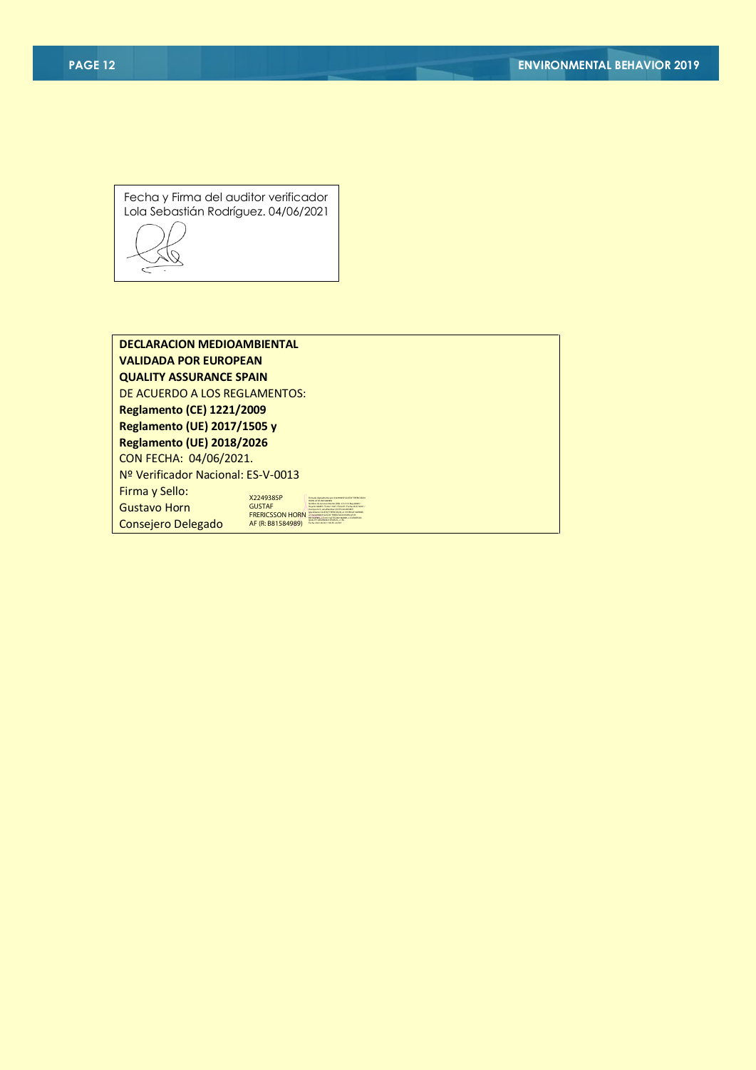Fecha y Firma del auditor verificador
Lola Sebastián Rodríguez. 04/06/2021

**DECLARACION MEDIOAMBIENTAL**
**VALIDADA POR EUROPEAN**
**QUALITY ASSURANCE SPAIN**
DE ACUERDO A LOS REGLAMENTOS:
**Reglamento (CE) 1221/2009**
**Reglamento (UE) 2017/1505 y**
**Reglamento (UE) 2018/2026**
CON FECHA: 04/06/2021.
Nº Verificador Nacional: ES-V-0013
Firma y Sello:
Gustavo Horn
Consejero Delegado

X2249385P
GUSTAF
FRERICSSON HORN
AF (R: B81584989)